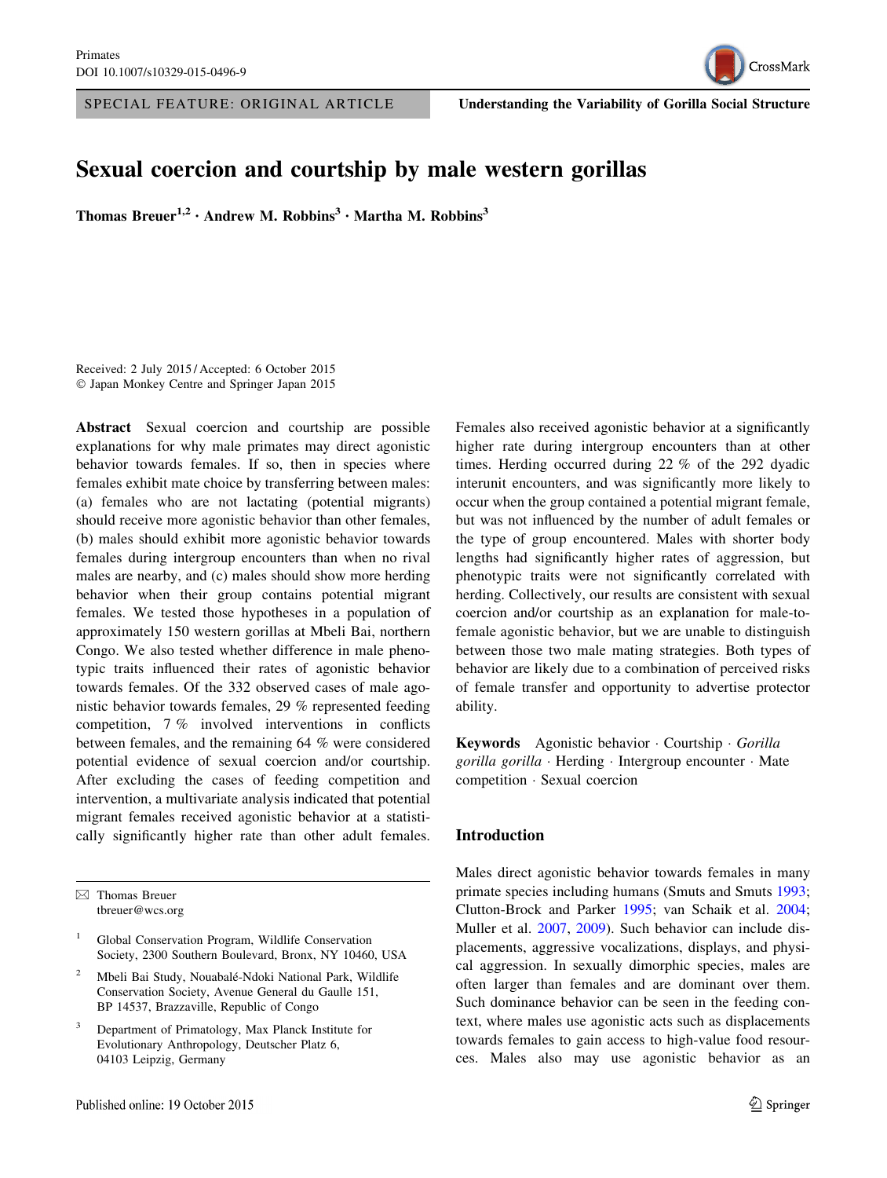SPECIAL FEATURE: ORIGINAL ARTICLE

Understanding the Variability of Gorilla Social Structure

# Sexual coercion and courtship by male western gorillas

**Thomas Breuer[1,2] · Andrew M. Robbins[3] · Martha M. Robbins[3]**

Received: 2 July 2015 / Accepted: 6 October 2015
© Japan Monkey Centre and Springer Japan 2015

**Abstract** Sexual coercion and courtship are possible explanations for why male primates may direct agonistic behavior towards females. If so, then in species where females exhibit mate choice by transferring between males: (a) females who are not lactating (potential migrants) should receive more agonistic behavior than other females, (b) males should exhibit more agonistic behavior towards females during intergroup encounters than when no rival males are nearby, and (c) males should show more herding behavior when their group contains potential migrant females. We tested those hypotheses in a population of approximately 150 western gorillas at Mbeli Bai, northern Congo. We also tested whether difference in male phenotypic traits influenced their rates of agonistic behavior towards females. Of the 332 observed cases of male agonistic behavior towards females, 29 % represented feeding competition, 7 % involved interventions in conflicts between females, and the remaining 64 % were considered potential evidence of sexual coercion and/or courtship. After excluding the cases of feeding competition and intervention, a multivariate analysis indicated that potential migrant females received agonistic behavior at a statistically significantly higher rate than other adult females. Females also received agonistic behavior at a significantly higher rate during intergroup encounters than at other times. Herding occurred during 22 % of the 292 dyadic interunit encounters, and was significantly more likely to occur when the group contained a potential migrant female, but was not influenced by the number of adult females or the type of group encountered. Males with shorter body lengths had significantly higher rates of aggression, but phenotypic traits were not significantly correlated with herding. Collectively, our results are consistent with sexual coercion and/or courtship as an explanation for male-to-female agonistic behavior, but we are unable to distinguish between those two male mating strategies. Both types of behavior are likely due to a combination of perceived risks of female transfer and opportunity to advertise protector ability.

**Keywords** Agonistic behavior · Courtship · *Gorilla gorilla gorilla* · Herding · Intergroup encounter · Mate competition · Sexual coercion

✉ Thomas Breuer
tbreuer@wcs.org

[1] Global Conservation Program, Wildlife Conservation Society, 2300 Southern Boulevard, Bronx, NY 10460, USA

[2] Mbeli Bai Study, Nouabalé-Ndoki National Park, Wildlife Conservation Society, Avenue General du Gaulle 151, BP 14537, Brazzaville, Republic of Congo

[3] Department of Primatology, Max Planck Institute for Evolutionary Anthropology, Deutscher Platz 6, 04103 Leipzig, Germany

## Introduction

Males direct agonistic behavior towards females in many primate species including humans (Smuts and Smuts 1993; Clutton-Brock and Parker 1995; van Schaik et al. 2004; Muller et al. 2007, 2009). Such behavior can include displacements, aggressive vocalizations, displays, and physical aggression. In sexually dimorphic species, males are often larger than females and are dominant over them. Such dominance behavior can be seen in the feeding context, where males use agonistic acts such as displacements towards females to gain access to high-value food resources. Males also may use agonistic behavior as an

Published online: 19 October 2015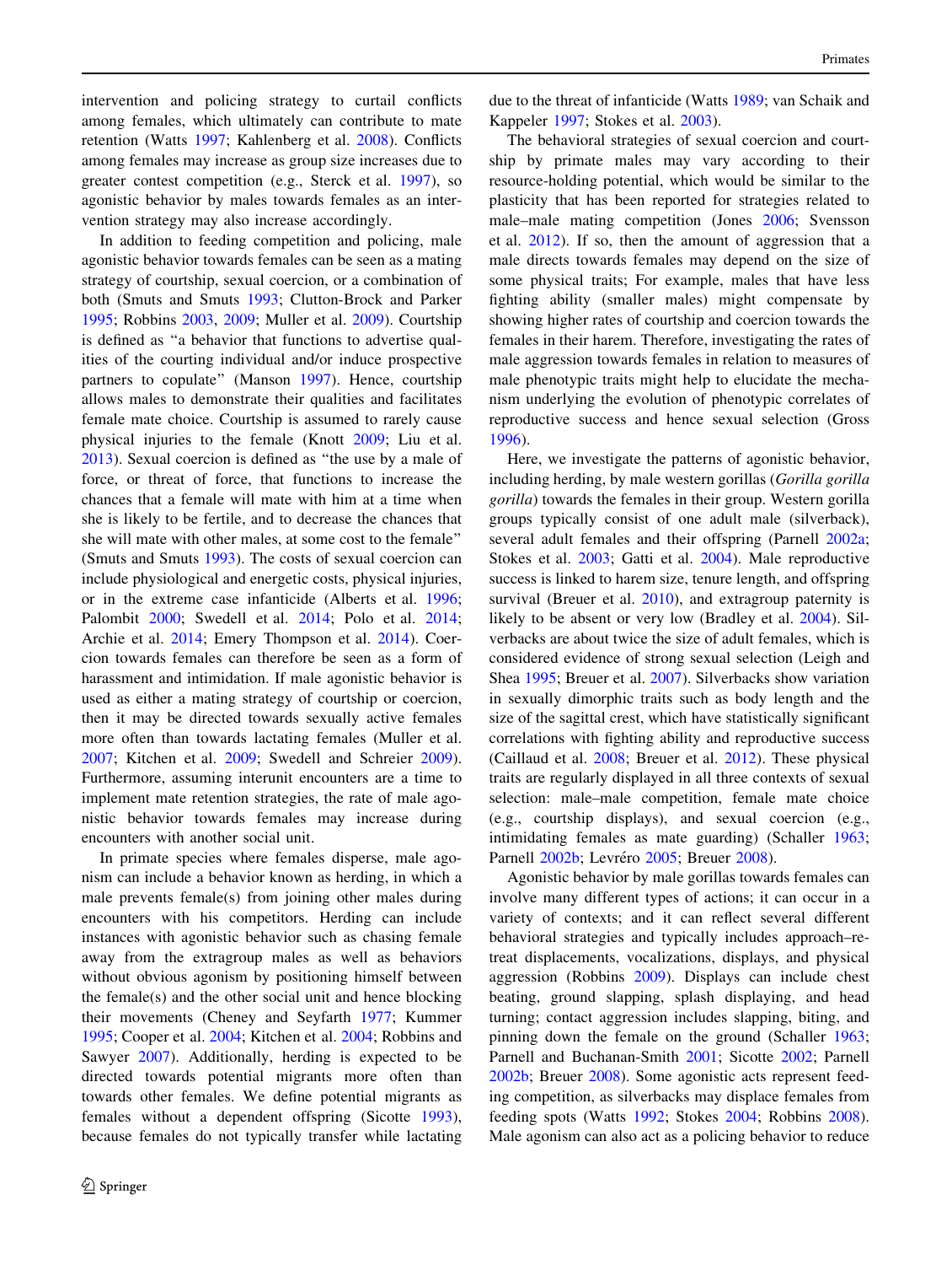intervention and policing strategy to curtail conflicts among females, which ultimately can contribute to mate retention (Watts 1997; Kahlenberg et al. 2008). Conflicts among females may increase as group size increases due to greater contest competition (e.g., Sterck et al. 1997), so agonistic behavior by males towards females as an intervention strategy may also increase accordingly.

In addition to feeding competition and policing, male agonistic behavior towards females can be seen as a mating strategy of courtship, sexual coercion, or a combination of both (Smuts and Smuts 1993; Clutton-Brock and Parker 1995; Robbins 2003, 2009; Muller et al. 2009). Courtship is defined as "a behavior that functions to advertise qualities of the courting individual and/or induce prospective partners to copulate" (Manson 1997). Hence, courtship allows males to demonstrate their qualities and facilitates female mate choice. Courtship is assumed to rarely cause physical injuries to the female (Knott 2009; Liu et al. 2013). Sexual coercion is defined as "the use by a male of force, or threat of force, that functions to increase the chances that a female will mate with him at a time when she is likely to be fertile, and to decrease the chances that she will mate with other males, at some cost to the female" (Smuts and Smuts 1993). The costs of sexual coercion can include physiological and energetic costs, physical injuries, or in the extreme case infanticide (Alberts et al. 1996; Palombit 2000; Swedell et al. 2014; Polo et al. 2014; Archie et al. 2014; Emery Thompson et al. 2014). Coercion towards females can therefore be seen as a form of harassment and intimidation. If male agonistic behavior is used as either a mating strategy of courtship or coercion, then it may be directed towards sexually active females more often than towards lactating females (Muller et al. 2007; Kitchen et al. 2009; Swedell and Schreier 2009). Furthermore, assuming interunit encounters are a time to implement mate retention strategies, the rate of male agonistic behavior towards females may increase during encounters with another social unit.

In primate species where females disperse, male agonism can include a behavior known as herding, in which a male prevents female(s) from joining other males during encounters with his competitors. Herding can include instances with agonistic behavior such as chasing female away from the extragroup males as well as behaviors without obvious agonism by positioning himself between the female(s) and the other social unit and hence blocking their movements (Cheney and Seyfarth 1977; Kummer 1995; Cooper et al. 2004; Kitchen et al. 2004; Robbins and Sawyer 2007). Additionally, herding is expected to be directed towards potential migrants more often than towards other females. We define potential migrants as females without a dependent offspring (Sicotte 1993), because females do not typically transfer while lactating due to the threat of infanticide (Watts 1989; van Schaik and Kappeler 1997; Stokes et al. 2003).

The behavioral strategies of sexual coercion and courtship by primate males may vary according to their resource-holding potential, which would be similar to the plasticity that has been reported for strategies related to male–male mating competition (Jones 2006; Svensson et al. 2012). If so, then the amount of aggression that a male directs towards females may depend on the size of some physical traits; For example, males that have less fighting ability (smaller males) might compensate by showing higher rates of courtship and coercion towards the females in their harem. Therefore, investigating the rates of male aggression towards females in relation to measures of male phenotypic traits might help to elucidate the mechanism underlying the evolution of phenotypic correlates of reproductive success and hence sexual selection (Gross 1996).

Here, we investigate the patterns of agonistic behavior, including herding, by male western gorillas (*Gorilla gorilla gorilla*) towards the females in their group. Western gorilla groups typically consist of one adult male (silverback), several adult females and their offspring (Parnell 2002a; Stokes et al. 2003; Gatti et al. 2004). Male reproductive success is linked to harem size, tenure length, and offspring survival (Breuer et al. 2010), and extragroup paternity is likely to be absent or very low (Bradley et al. 2004). Silverbacks are about twice the size of adult females, which is considered evidence of strong sexual selection (Leigh and Shea 1995; Breuer et al. 2007). Silverbacks show variation in sexually dimorphic traits such as body length and the size of the sagittal crest, which have statistically significant correlations with fighting ability and reproductive success (Caillaud et al. 2008; Breuer et al. 2012). These physical traits are regularly displayed in all three contexts of sexual selection: male–male competition, female mate choice (e.g., courtship displays), and sexual coercion (e.g., intimidating females as mate guarding) (Schaller 1963; Parnell 2002b; Levréro 2005; Breuer 2008).

Agonistic behavior by male gorillas towards females can involve many different types of actions; it can occur in a variety of contexts; and it can reflect several different behavioral strategies and typically includes approach–retreat displacements, vocalizations, displays, and physical aggression (Robbins 2009). Displays can include chest beating, ground slapping, splash displaying, and head turning; contact aggression includes slapping, biting, and pinning down the female on the ground (Schaller 1963; Parnell and Buchanan-Smith 2001; Sicotte 2002; Parnell 2002b; Breuer 2008). Some agonistic acts represent feeding competition, as silverbacks may displace females from feeding spots (Watts 1992; Stokes 2004; Robbins 2008). Male agonism can also act as a policing behavior to reduce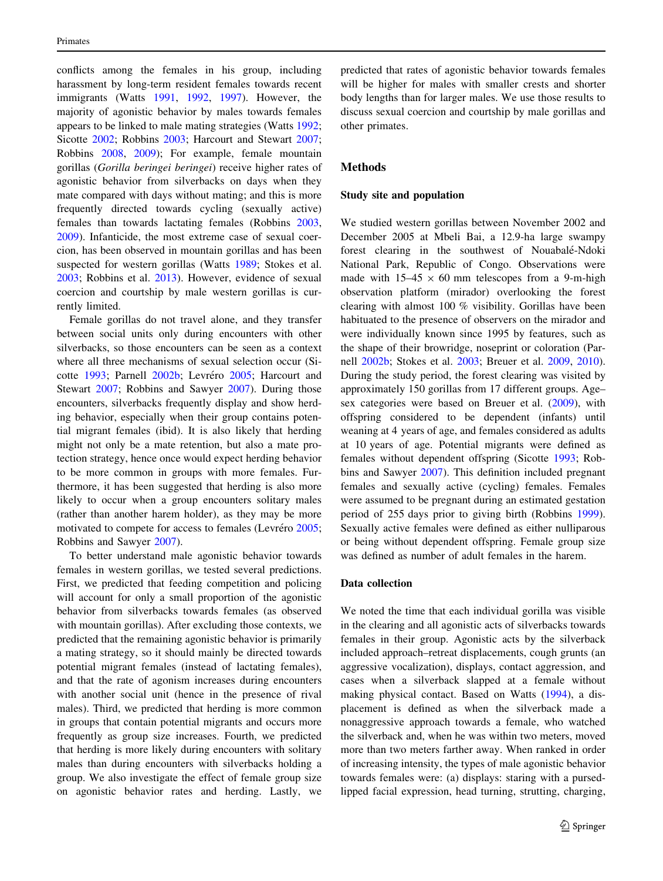conflicts among the females in his group, including harassment by long-term resident females towards recent immigrants (Watts 1991, 1992, 1997). However, the majority of agonistic behavior by males towards females appears to be linked to male mating strategies (Watts 1992; Sicotte 2002; Robbins 2003; Harcourt and Stewart 2007; Robbins 2008, 2009); For example, female mountain gorillas (*Gorilla beringei beringei*) receive higher rates of agonistic behavior from silverbacks on days when they mate compared with days without mating; and this is more frequently directed towards cycling (sexually active) females than towards lactating females (Robbins 2003, 2009). Infanticide, the most extreme case of sexual coercion, has been observed in mountain gorillas and has been suspected for western gorillas (Watts 1989; Stokes et al. 2003; Robbins et al. 2013). However, evidence of sexual coercion and courtship by male western gorillas is currently limited.

Female gorillas do not travel alone, and they transfer between social units only during encounters with other silverbacks, so those encounters can be seen as a context where all three mechanisms of sexual selection occur (Sicotte 1993; Parnell 2002b; Levréro 2005; Harcourt and Stewart 2007; Robbins and Sawyer 2007). During those encounters, silverbacks frequently display and show herding behavior, especially when their group contains potential migrant females (ibid). It is also likely that herding might not only be a mate retention, but also a mate protection strategy, hence once would expect herding behavior to be more common in groups with more females. Furthermore, it has been suggested that herding is also more likely to occur when a group encounters solitary males (rather than another harem holder), as they may be more motivated to compete for access to females (Levréro 2005; Robbins and Sawyer 2007).

To better understand male agonistic behavior towards females in western gorillas, we tested several predictions. First, we predicted that feeding competition and policing will account for only a small proportion of the agonistic behavior from silverbacks towards females (as observed with mountain gorillas). After excluding those contexts, we predicted that the remaining agonistic behavior is primarily a mating strategy, so it should mainly be directed towards potential migrant females (instead of lactating females), and that the rate of agonism increases during encounters with another social unit (hence in the presence of rival males). Third, we predicted that herding is more common in groups that contain potential migrants and occurs more frequently as group size increases. Fourth, we predicted that herding is more likely during encounters with solitary males than during encounters with silverbacks holding a group. We also investigate the effect of female group size on agonistic behavior rates and herding. Lastly, we predicted that rates of agonistic behavior towards females will be higher for males with smaller crests and shorter body lengths than for larger males. We use those results to discuss sexual coercion and courtship by male gorillas and other primates.

## Methods

### Study site and population

We studied western gorillas between November 2002 and December 2005 at Mbeli Bai, a 12.9-ha large swampy forest clearing in the southwest of Nouabalé-Ndoki National Park, Republic of Congo. Observations were made with 15–45 × 60 mm telescopes from a 9-m-high observation platform (mirador) overlooking the forest clearing with almost 100 % visibility. Gorillas have been habituated to the presence of observers on the mirador and were individually known since 1995 by features, such as the shape of their browridge, noseprint or coloration (Parnell 2002b; Stokes et al. 2003; Breuer et al. 2009, 2010). During the study period, the forest clearing was visited by approximately 150 gorillas from 17 different groups. Age–sex categories were based on Breuer et al. (2009), with offspring considered to be dependent (infants) until weaning at 4 years of age, and females considered as adults at 10 years of age. Potential migrants were defined as females without dependent offspring (Sicotte 1993; Robbins and Sawyer 2007). This definition included pregnant females and sexually active (cycling) females. Females were assumed to be pregnant during an estimated gestation period of 255 days prior to giving birth (Robbins 1999). Sexually active females were defined as either nulliparous or being without dependent offspring. Female group size was defined as number of adult females in the harem.

### Data collection

We noted the time that each individual gorilla was visible in the clearing and all agonistic acts of silverbacks towards females in their group. Agonistic acts by the silverback included approach–retreat displacements, cough grunts (an aggressive vocalization), displays, contact aggression, and cases when a silverback slapped at a female without making physical contact. Based on Watts (1994), a displacement is defined as when the silverback made a nonaggressive approach towards a female, who watched the silverback and, when he was within two meters, moved more than two meters farther away. When ranked in order of increasing intensity, the types of male agonistic behavior towards females were: (a) displays: staring with a pursed-lipped facial expression, head turning, strutting, charging,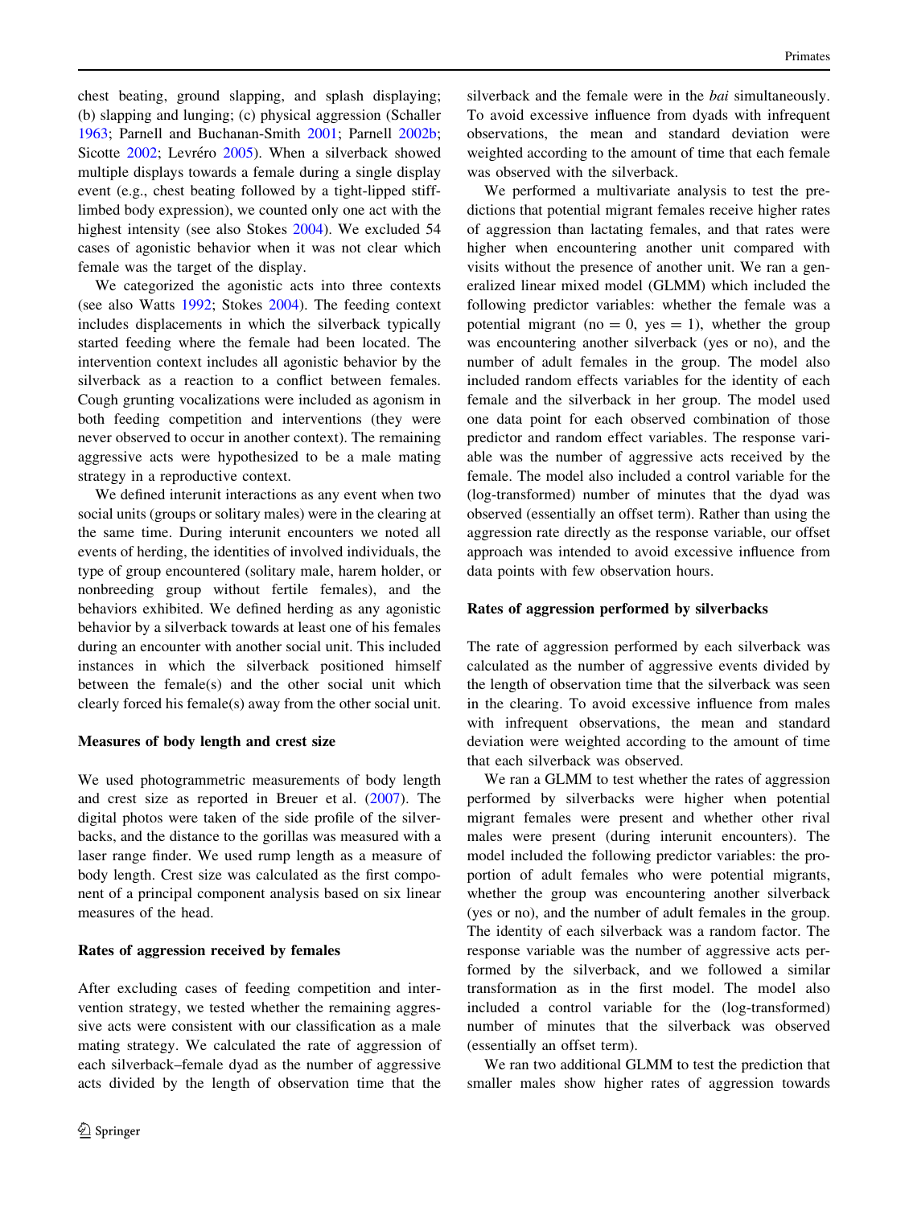chest beating, ground slapping, and splash displaying; (b) slapping and lunging; (c) physical aggression (Schaller 1963; Parnell and Buchanan-Smith 2001; Parnell 2002b; Sicotte 2002; Levréro 2005). When a silverback showed multiple displays towards a female during a single display event (e.g., chest beating followed by a tight-lipped stiff-limbed body expression), we counted only one act with the highest intensity (see also Stokes 2004). We excluded 54 cases of agonistic behavior when it was not clear which female was the target of the display.

We categorized the agonistic acts into three contexts (see also Watts 1992; Stokes 2004). The feeding context includes displacements in which the silverback typically started feeding where the female had been located. The intervention context includes all agonistic behavior by the silverback as a reaction to a conflict between females. Cough grunting vocalizations were included as agonism in both feeding competition and interventions (they were never observed to occur in another context). The remaining aggressive acts were hypothesized to be a male mating strategy in a reproductive context.

We defined interunit interactions as any event when two social units (groups or solitary males) were in the clearing at the same time. During interunit encounters we noted all events of herding, the identities of involved individuals, the type of group encountered (solitary male, harem holder, or nonbreeding group without fertile females), and the behaviors exhibited. We defined herding as any agonistic behavior by a silverback towards at least one of his females during an encounter with another social unit. This included instances in which the silverback positioned himself between the female(s) and the other social unit which clearly forced his female(s) away from the other social unit.

### Measures of body length and crest size

We used photogrammetric measurements of body length and crest size as reported in Breuer et al. (2007). The digital photos were taken of the side profile of the silverbacks, and the distance to the gorillas was measured with a laser range finder. We used rump length as a measure of body length. Crest size was calculated as the first component of a principal component analysis based on six linear measures of the head.

### Rates of aggression received by females

After excluding cases of feeding competition and intervention strategy, we tested whether the remaining aggressive acts were consistent with our classification as a male mating strategy. We calculated the rate of aggression of each silverback–female dyad as the number of aggressive acts divided by the length of observation time that the silverback and the female were in the *bai* simultaneously. To avoid excessive influence from dyads with infrequent observations, the mean and standard deviation were weighted according to the amount of time that each female was observed with the silverback.

We performed a multivariate analysis to test the predictions that potential migrant females receive higher rates of aggression than lactating females, and that rates were higher when encountering another unit compared with visits without the presence of another unit. We ran a generalized linear mixed model (GLMM) which included the following predictor variables: whether the female was a potential migrant (no = 0, yes = 1), whether the group was encountering another silverback (yes or no), and the number of adult females in the group. The model also included random effects variables for the identity of each female and the silverback in her group. The model used one data point for each observed combination of those predictor and random effect variables. The response variable was the number of aggressive acts received by the female. The model also included a control variable for the (log-transformed) number of minutes that the dyad was observed (essentially an offset term). Rather than using the aggression rate directly as the response variable, our offset approach was intended to avoid excessive influence from data points with few observation hours.

### Rates of aggression performed by silverbacks

The rate of aggression performed by each silverback was calculated as the number of aggressive events divided by the length of observation time that the silverback was seen in the clearing. To avoid excessive influence from males with infrequent observations, the mean and standard deviation were weighted according to the amount of time that each silverback was observed.

We ran a GLMM to test whether the rates of aggression performed by silverbacks were higher when potential migrant females were present and whether other rival males were present (during interunit encounters). The model included the following predictor variables: the proportion of adult females who were potential migrants, whether the group was encountering another silverback (yes or no), and the number of adult females in the group. The identity of each silverback was a random factor. The response variable was the number of aggressive acts performed by the silverback, and we followed a similar transformation as in the first model. The model also included a control variable for the (log-transformed) number of minutes that the silverback was observed (essentially an offset term).

We ran two additional GLMM to test the prediction that smaller males show higher rates of aggression towards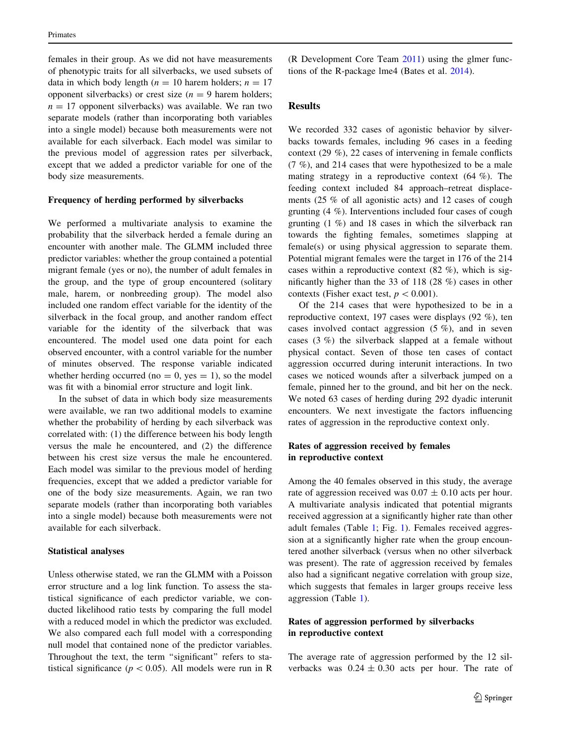females in their group. As we did not have measurements of phenotypic traits for all silverbacks, we used subsets of data in which body length ($n = 10$ harem holders; $n = 17$ opponent silverbacks) or crest size ($n = 9$ harem holders; $n = 17$ opponent silverbacks) was available. We ran two separate models (rather than incorporating both variables into a single model) because both measurements were not available for each silverback. Each model was similar to the previous model of aggression rates per silverback, except that we added a predictor variable for one of the body size measurements.

### Frequency of herding performed by silverbacks

We performed a multivariate analysis to examine the probability that the silverback herded a female during an encounter with another male. The GLMM included three predictor variables: whether the group contained a potential migrant female (yes or no), the number of adult females in the group, and the type of group encountered (solitary male, harem, or nonbreeding group). The model also included one random effect variable for the identity of the silverback in the focal group, and another random effect variable for the identity of the silverback that was encountered. The model used one data point for each observed encounter, with a control variable for the number of minutes observed. The response variable indicated whether herding occurred (no = 0, yes = 1), so the model was fit with a binomial error structure and logit link.

In the subset of data in which body size measurements were available, we ran two additional models to examine whether the probability of herding by each silverback was correlated with: (1) the difference between his body length versus the male he encountered, and (2) the difference between his crest size versus the male he encountered. Each model was similar to the previous model of herding frequencies, except that we added a predictor variable for one of the body size measurements. Again, we ran two separate models (rather than incorporating both variables into a single model) because both measurements were not available for each silverback.

### Statistical analyses

Unless otherwise stated, we ran the GLMM with a Poisson error structure and a log link function. To assess the statistical significance of each predictor variable, we conducted likelihood ratio tests by comparing the full model with a reduced model in which the predictor was excluded. We also compared each full model with a corresponding null model that contained none of the predictor variables. Throughout the text, the term "significant" refers to statistical significance ($p < 0.05$). All models were run in R (R Development Core Team 2011) using the glmer functions of the R-package lme4 (Bates et al. 2014).

## Results

We recorded 332 cases of agonistic behavior by silverbacks towards females, including 96 cases in a feeding context (29 %), 22 cases of intervening in female conflicts (7 %), and 214 cases that were hypothesized to be a male mating strategy in a reproductive context (64 %). The feeding context included 84 approach–retreat displacements (25 % of all agonistic acts) and 12 cases of cough grunting (4 %). Interventions included four cases of cough grunting (1 %) and 18 cases in which the silverback ran towards the fighting females, sometimes slapping at female(s) or using physical aggression to separate them. Potential migrant females were the target in 176 of the 214 cases within a reproductive context (82 %), which is significantly higher than the 33 of 118 (28 %) cases in other contexts (Fisher exact test, $p < 0.001$).

Of the 214 cases that were hypothesized to be in a reproductive context, 197 cases were displays (92 %), ten cases involved contact aggression (5 %), and in seven cases (3 %) the silverback slapped at a female without physical contact. Seven of those ten cases of contact aggression occurred during interunit interactions. In two cases we noticed wounds after a silverback jumped on a female, pinned her to the ground, and bit her on the neck. We noted 63 cases of herding during 292 dyadic interunit encounters. We next investigate the factors influencing rates of aggression in the reproductive context only.

### Rates of aggression received by females in reproductive context

Among the 40 females observed in this study, the average rate of aggression received was $0.07 \pm 0.10$ acts per hour. A multivariate analysis indicated that potential migrants received aggression at a significantly higher rate than other adult females (Table 1; Fig. 1). Females received aggression at a significantly higher rate when the group encountered another silverback (versus when no other silverback was present). The rate of aggression received by females also had a significant negative correlation with group size, which suggests that females in larger groups receive less aggression (Table 1).

### Rates of aggression performed by silverbacks in reproductive context

The average rate of aggression performed by the 12 silverbacks was $0.24 \pm 0.30$ acts per hour. The rate of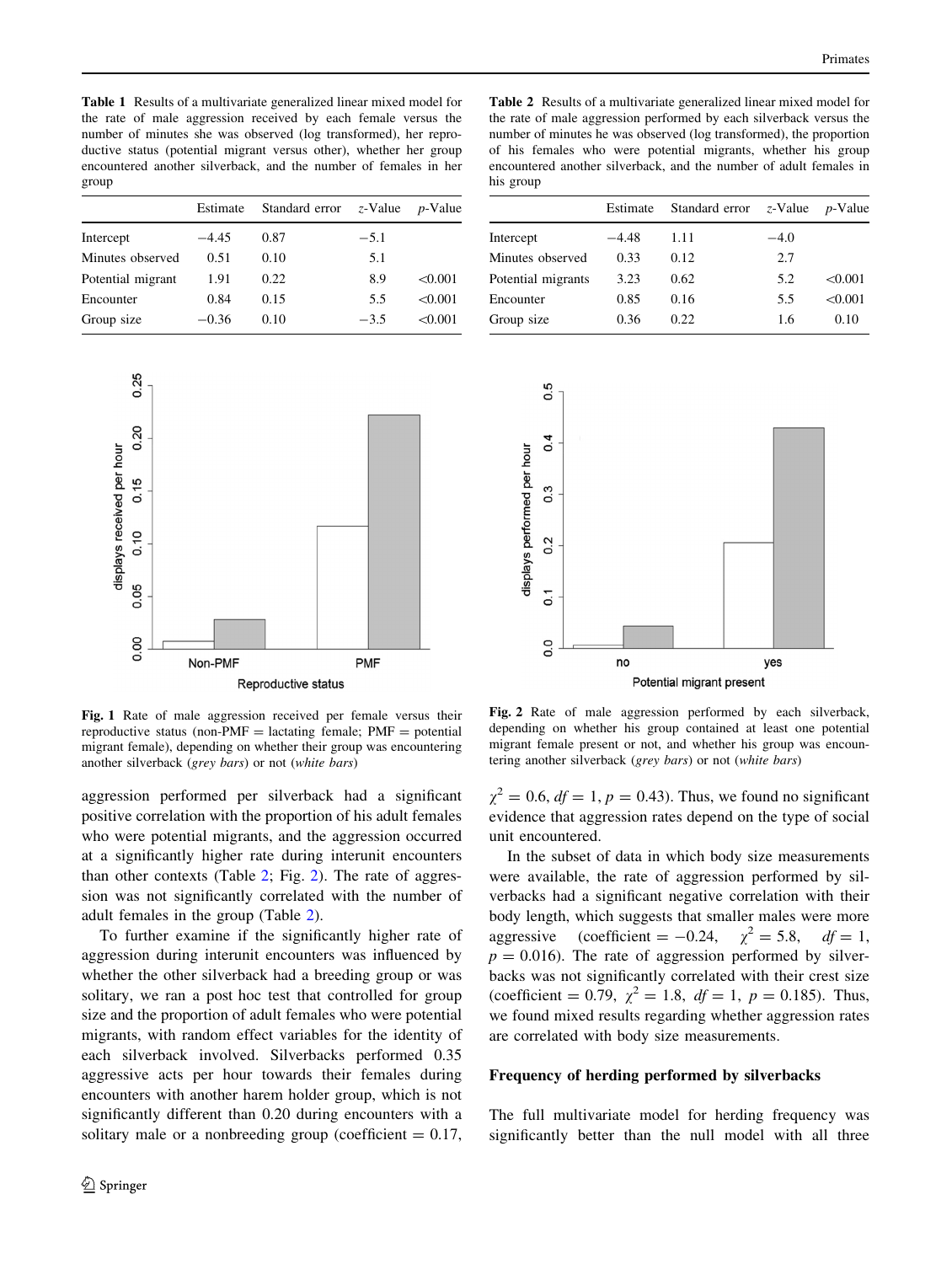**Table 1** Results of a multivariate generalized linear mixed model for the rate of male aggression received by each female versus the number of minutes she was observed (log transformed), her reproductive status (potential migrant versus other), whether her group encountered another silverback, and the number of females in her group

| | Estimate | Standard error | *z*-Value | *p*-Value |
|---|---|---|---|---|
| Intercept | −4.45 | 0.87 | −5.1 | |
| Minutes observed | 0.51 | 0.10 | 5.1 | |
| Potential migrant | 1.91 | 0.22 | 8.9 | <0.001 |
| Encounter | 0.84 | 0.15 | 5.5 | <0.001 |
| Group size | −0.36 | 0.10 | −3.5 | <0.001 |

**Table 2** Results of a multivariate generalized linear mixed model for the rate of male aggression performed by each silverback versus the number of minutes he was observed (log transformed), the proportion of his females who were potential migrants, whether his group encountered another silverback, and the number of adult females in his group

| | Estimate | Standard error | *z*-Value | *p*-Value |
|---|---|---|---|---|
| Intercept | −4.48 | 1.11 | −4.0 | |
| Minutes observed | 0.33 | 0.12 | 2.7 | |
| Potential migrants | 3.23 | 0.62 | 5.2 | <0.001 |
| Encounter | 0.85 | 0.16 | 5.5 | <0.001 |
| Group size | 0.36 | 0.22 | 1.6 | 0.10 |

**Fig. 1** Rate of male aggression received per female versus their reproductive status (non-PMF = lactating female; PMF = potential migrant female), depending on whether their group was encountering another silverback (*grey bars*) or not (*white bars*)

**Fig. 2** Rate of male aggression performed by each silverback, depending on whether his group contained at least one potential migrant female present or not, and whether his group was encountering another silverback (*grey bars*) or not (*white bars*)

aggression performed per silverback had a significant positive correlation with the proportion of his adult females who were potential migrants, and the aggression occurred at a significantly higher rate during interunit encounters than other contexts (Table 2; Fig. 2). The rate of aggression was not significantly correlated with the number of adult females in the group (Table 2).

To further examine if the significantly higher rate of aggression during interunit encounters was influenced by whether the other silverback had a breeding group or was solitary, we ran a post hoc test that controlled for group size and the proportion of adult females who were potential migrants, with random effect variables for the identity of each silverback involved. Silverbacks performed 0.35 aggressive acts per hour towards their females during encounters with another harem holder group, which is not significantly different than 0.20 during encounters with a solitary male or a nonbreeding group (coefficient = 0.17, $\chi^2 = 0.6$, $df = 1$, $p = 0.43$). Thus, we found no significant evidence that aggression rates depend on the type of social unit encountered.

In the subset of data in which body size measurements were available, the rate of aggression performed by silverbacks had a significant negative correlation with their body length, which suggests that smaller males were more aggressive (coefficient = −0.24, $\chi^2 = 5.8$, $df = 1$, $p = 0.016$). The rate of aggression performed by silverbacks was not significantly correlated with their crest size (coefficient = 0.79, $\chi^2 = 1.8$, $df = 1$, $p = 0.185$). Thus, we found mixed results regarding whether aggression rates are correlated with body size measurements.

### Frequency of herding performed by silverbacks

The full multivariate model for herding frequency was significantly better than the null model with all three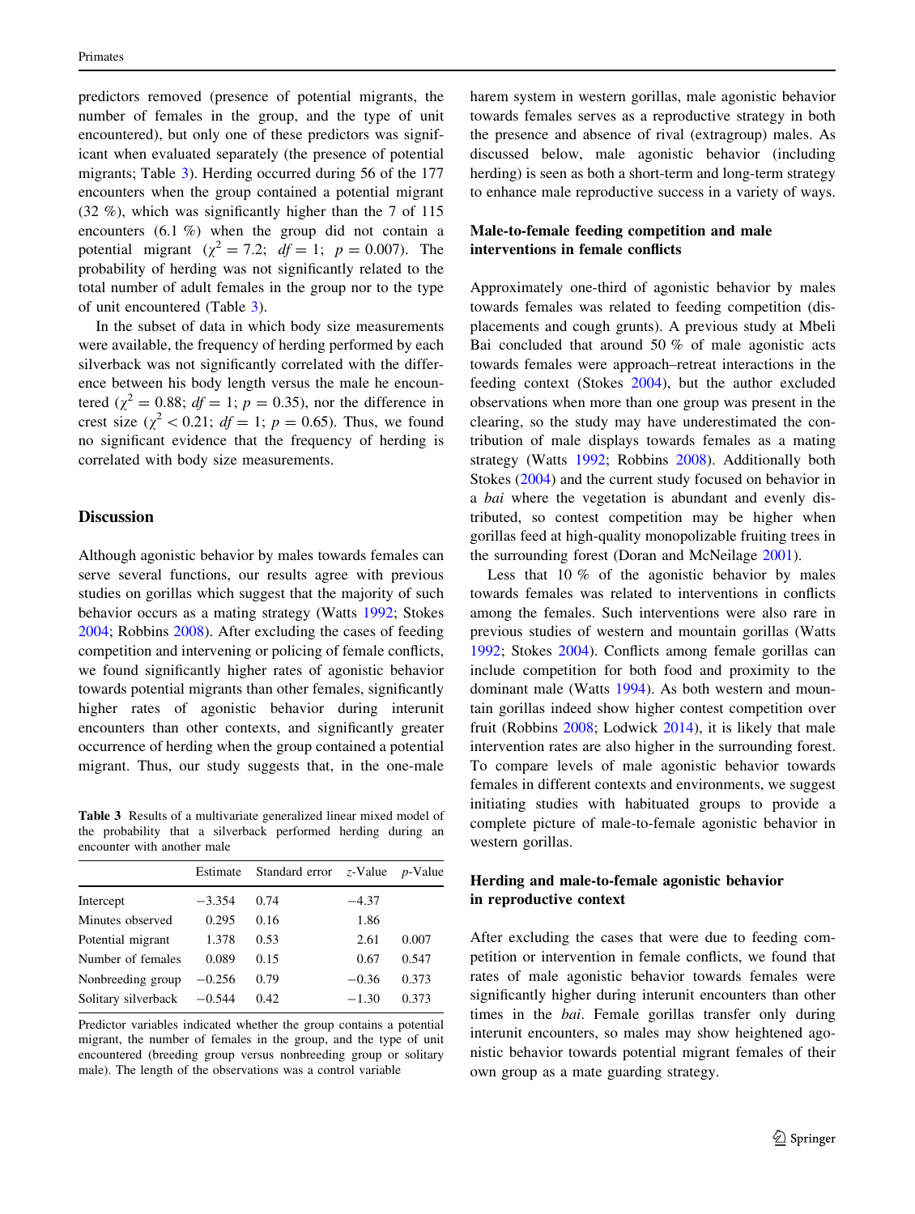predictors removed (presence of potential migrants, the number of females in the group, and the type of unit encountered), but only one of these predictors was significant when evaluated separately (the presence of potential migrants; Table 3). Herding occurred during 56 of the 177 encounters when the group contained a potential migrant (32 %), which was significantly higher than the 7 of 115 encounters (6.1 %) when the group did not contain a potential migrant ($\chi^2 = 7.2$; $df = 1$; $p = 0.007$). The probability of herding was not significantly related to the total number of adult females in the group nor to the type of unit encountered (Table 3).

In the subset of data in which body size measurements were available, the frequency of herding performed by each silverback was not significantly correlated with the difference between his body length versus the male he encountered ($\chi^2 = 0.88$; $df = 1$; $p = 0.35$), nor the difference in crest size ($\chi^2 < 0.21$; $df = 1$; $p = 0.65$). Thus, we found no significant evidence that the frequency of herding is correlated with body size measurements.

## Discussion

Although agonistic behavior by males towards females can serve several functions, our results agree with previous studies on gorillas which suggest that the majority of such behavior occurs as a mating strategy (Watts 1992; Stokes 2004; Robbins 2008). After excluding the cases of feeding competition and intervening or policing of female conflicts, we found significantly higher rates of agonistic behavior towards potential migrants than other females, significantly higher rates of agonistic behavior during interunit encounters than other contexts, and significantly greater occurrence of herding when the group contained a potential migrant. Thus, our study suggests that, in the one-male harem system in western gorillas, male agonistic behavior towards females serves as a reproductive strategy in both the presence and absence of rival (extragroup) males. As discussed below, male agonistic behavior (including herding) is seen as both a short-term and long-term strategy to enhance male reproductive success in a variety of ways.

**Table 3** Results of a multivariate generalized linear mixed model of the probability that a silverback performed herding during an encounter with another male

| | Estimate | Standard error | *z*-Value | *p*-Value |
|---|---|---|---|---|
| Intercept | −3.354 | 0.74 | −4.37 | |
| Minutes observed | 0.295 | 0.16 | 1.86 | |
| Potential migrant | 1.378 | 0.53 | 2.61 | 0.007 |
| Number of females | 0.089 | 0.15 | 0.67 | 0.547 |
| Nonbreeding group | −0.256 | 0.79 | −0.36 | 0.373 |
| Solitary silverback | −0.544 | 0.42 | −1.30 | 0.373 |

Predictor variables indicated whether the group contains a potential migrant, the number of females in the group, and the type of unit encountered (breeding group versus nonbreeding group or solitary male). The length of the observations was a control variable

### Male-to-female feeding competition and male interventions in female conflicts

Approximately one-third of agonistic behavior by males towards females was related to feeding competition (displacements and cough grunts). A previous study at Mbeli Bai concluded that around 50 % of male agonistic acts towards females were approach–retreat interactions in the feeding context (Stokes 2004), but the author excluded observations when more than one group was present in the clearing, so the study may have underestimated the contribution of male displays towards females as a mating strategy (Watts 1992; Robbins 2008). Additionally both Stokes (2004) and the current study focused on behavior in a *bai* where the vegetation is abundant and evenly distributed, so contest competition may be higher when gorillas feed at high-quality monopolizable fruiting trees in the surrounding forest (Doran and McNeilage 2001).

Less that 10 % of the agonistic behavior by males towards females was related to interventions in conflicts among the females. Such interventions were also rare in previous studies of western and mountain gorillas (Watts 1992; Stokes 2004). Conflicts among female gorillas can include competition for both food and proximity to the dominant male (Watts 1994). As both western and mountain gorillas indeed show higher contest competition over fruit (Robbins 2008; Lodwick 2014), it is likely that male intervention rates are also higher in the surrounding forest. To compare levels of male agonistic behavior towards females in different contexts and environments, we suggest initiating studies with habituated groups to provide a complete picture of male-to-female agonistic behavior in western gorillas.

### Herding and male-to-female agonistic behavior in reproductive context

After excluding the cases that were due to feeding competition or intervention in female conflicts, we found that rates of male agonistic behavior towards females were significantly higher during interunit encounters than other times in the *bai*. Female gorillas transfer only during interunit encounters, so males may show heightened agonistic behavior towards potential migrant females of their own group as a mate guarding strategy.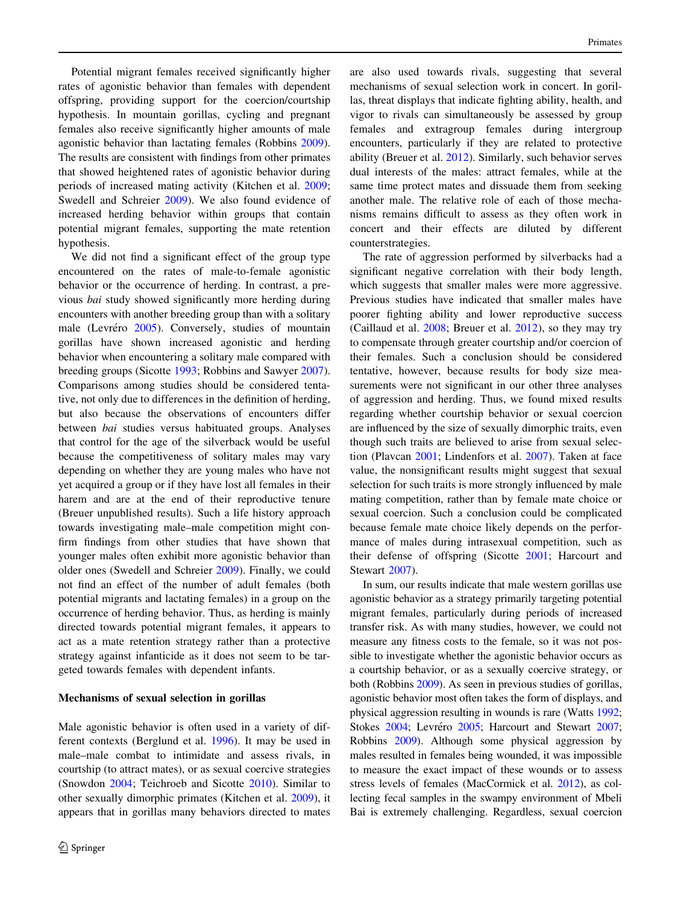Potential migrant females received significantly higher rates of agonistic behavior than females with dependent offspring, providing support for the coercion/courtship hypothesis. In mountain gorillas, cycling and pregnant females also receive significantly higher amounts of male agonistic behavior than lactating females (Robbins 2009). The results are consistent with findings from other primates that showed heightened rates of agonistic behavior during periods of increased mating activity (Kitchen et al. 2009; Swedell and Schreier 2009). We also found evidence of increased herding behavior within groups that contain potential migrant females, supporting the mate retention hypothesis.

We did not find a significant effect of the group type encountered on the rates of male-to-female agonistic behavior or the occurrence of herding. In contrast, a previous *bai* study showed significantly more herding during encounters with another breeding group than with a solitary male (Levréro 2005). Conversely, studies of mountain gorillas have shown increased agonistic and herding behavior when encountering a solitary male compared with breeding groups (Sicotte 1993; Robbins and Sawyer 2007). Comparisons among studies should be considered tentative, not only due to differences in the definition of herding, but also because the observations of encounters differ between *bai* studies versus habituated groups. Analyses that control for the age of the silverback would be useful because the competitiveness of solitary males may vary depending on whether they are young males who have not yet acquired a group or if they have lost all females in their harem and are at the end of their reproductive tenure (Breuer unpublished results). Such a life history approach towards investigating male–male competition might confirm findings from other studies that have shown that younger males often exhibit more agonistic behavior than older ones (Swedell and Schreier 2009). Finally, we could not find an effect of the number of adult females (both potential migrants and lactating females) in a group on the occurrence of herding behavior. Thus, as herding is mainly directed towards potential migrant females, it appears to act as a mate retention strategy rather than a protective strategy against infanticide as it does not seem to be targeted towards females with dependent infants.

### Mechanisms of sexual selection in gorillas

Male agonistic behavior is often used in a variety of different contexts (Berglund et al. 1996). It may be used in male–male combat to intimidate and assess rivals, in courtship (to attract mates), or as sexual coercive strategies (Snowdon 2004; Teichroeb and Sicotte 2010). Similar to other sexually dimorphic primates (Kitchen et al. 2009), it appears that in gorillas many behaviors directed to mates are also used towards rivals, suggesting that several mechanisms of sexual selection work in concert. In gorillas, threat displays that indicate fighting ability, health, and vigor to rivals can simultaneously be assessed by group females and extragroup females during intergroup encounters, particularly if they are related to protective ability (Breuer et al. 2012). Similarly, such behavior serves dual interests of the males: attract females, while at the same time protect mates and dissuade them from seeking another male. The relative role of each of those mechanisms remains difficult to assess as they often work in concert and their effects are diluted by different counterstrategies.

The rate of aggression performed by silverbacks had a significant negative correlation with their body length, which suggests that smaller males were more aggressive. Previous studies have indicated that smaller males have poorer fighting ability and lower reproductive success (Caillaud et al. 2008; Breuer et al. 2012), so they may try to compensate through greater courtship and/or coercion of their females. Such a conclusion should be considered tentative, however, because results for body size measurements were not significant in our other three analyses of aggression and herding. Thus, we found mixed results regarding whether courtship behavior or sexual coercion are influenced by the size of sexually dimorphic traits, even though such traits are believed to arise from sexual selection (Plavcan 2001; Lindenfors et al. 2007). Taken at face value, the nonsignificant results might suggest that sexual selection for such traits is more strongly influenced by male mating competition, rather than by female mate choice or sexual coercion. Such a conclusion could be complicated because female mate choice likely depends on the performance of males during intrasexual competition, such as their defense of offspring (Sicotte 2001; Harcourt and Stewart 2007).

In sum, our results indicate that male western gorillas use agonistic behavior as a strategy primarily targeting potential migrant females, particularly during periods of increased transfer risk. As with many studies, however, we could not measure any fitness costs to the female, so it was not possible to investigate whether the agonistic behavior occurs as a courtship behavior, or as a sexually coercive strategy, or both (Robbins 2009). As seen in previous studies of gorillas, agonistic behavior most often takes the form of displays, and physical aggression resulting in wounds is rare (Watts 1992; Stokes 2004; Levréro 2005; Harcourt and Stewart 2007; Robbins 2009). Although some physical aggression by males resulted in females being wounded, it was impossible to measure the exact impact of these wounds or to assess stress levels of females (MacCormick et al. 2012), as collecting fecal samples in the swampy environment of Mbeli Bai is extremely challenging. Regardless, sexual coercion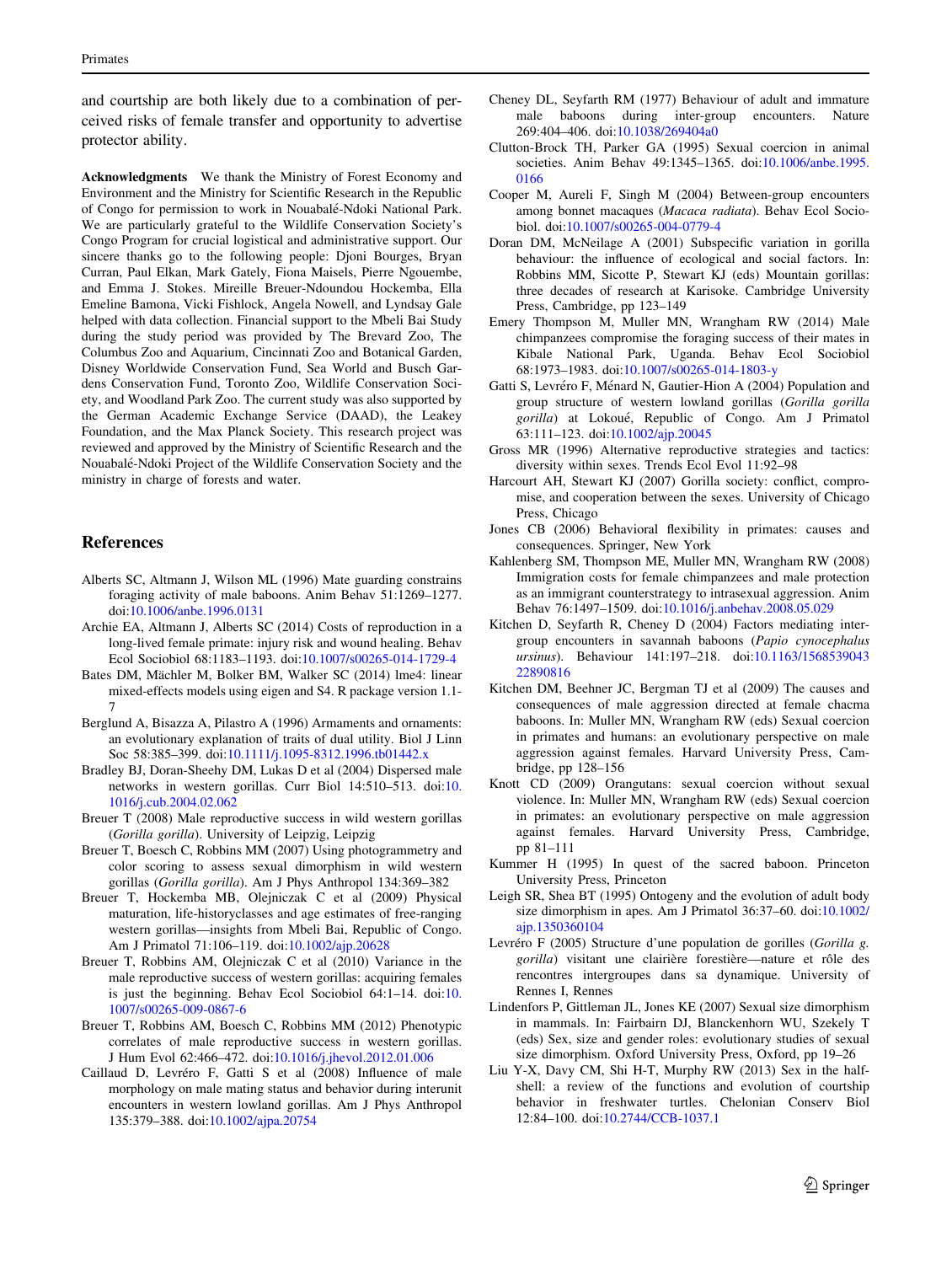and courtship are both likely due to a combination of perceived risks of female transfer and opportunity to advertise protector ability.

**Acknowledgments** We thank the Ministry of Forest Economy and Environment and the Ministry for Scientific Research in the Republic of Congo for permission to work in Nouabalé-Ndoki National Park. We are particularly grateful to the Wildlife Conservation Society's Congo Program for crucial logistical and administrative support. Our sincere thanks go to the following people: Djoni Bourges, Bryan Curran, Paul Elkan, Mark Gately, Fiona Maisels, Pierre Ngouembe, and Emma J. Stokes. Mireille Breuer-Ndoundou Hockemba, Ella Emeline Bamona, Vicki Fishlock, Angela Nowell, and Lyndsay Gale helped with data collection. Financial support to the Mbeli Bai Study during the study period was provided by The Brevard Zoo, The Columbus Zoo and Aquarium, Cincinnati Zoo and Botanical Garden, Disney Worldwide Conservation Fund, Sea World and Busch Gardens Conservation Fund, Toronto Zoo, Wildlife Conservation Society, and Woodland Park Zoo. The current study was also supported by the German Academic Exchange Service (DAAD), the Leakey Foundation, and the Max Planck Society. This research project was reviewed and approved by the Ministry of Scientific Research and the Nouabalé-Ndoki Project of the Wildlife Conservation Society and the ministry in charge of forests and water.

## References

Alberts SC, Altmann J, Wilson ML (1996) Mate guarding constrains foraging activity of male baboons. Anim Behav 51:1269–1277. doi:10.1006/anbe.1996.0131

Archie EA, Altmann J, Alberts SC (2014) Costs of reproduction in a long-lived female primate: injury risk and wound healing. Behav Ecol Sociobiol 68:1183–1193. doi:10.1007/s00265-014-1729-4

Bates DM, Mächler M, Bolker BM, Walker SC (2014) lme4: linear mixed-effects models using eigen and S4. R package version 1.1-7

Berglund A, Bisazza A, Pilastro A (1996) Armaments and ornaments: an evolutionary explanation of traits of dual utility. Biol J Linn Soc 58:385–399. doi:10.1111/j.1095-8312.1996.tb01442.x

Bradley BJ, Doran-Sheehy DM, Lukas D et al (2004) Dispersed male networks in western gorillas. Curr Biol 14:510–513. doi:10.1016/j.cub.2004.02.062

Breuer T (2008) Male reproductive success in wild western gorillas (*Gorilla gorilla*). University of Leipzig, Leipzig

Breuer T, Boesch C, Robbins MM (2007) Using photogrammetry and color scoring to assess sexual dimorphism in wild western gorillas (*Gorilla gorilla*). Am J Phys Anthropol 134:369–382

Breuer T, Hockemba MB, Olejniczak C et al (2009) Physical maturation, life-historyclasses and age estimates of free-ranging western gorillas—insights from Mbeli Bai, Republic of Congo. Am J Primatol 71:106–119. doi:10.1002/ajp.20628

Breuer T, Robbins AM, Olejniczak C et al (2010) Variance in the male reproductive success of western gorillas: acquiring females is just the beginning. Behav Ecol Sociobiol 64:1–14. doi:10.1007/s00265-009-0867-6

Breuer T, Robbins AM, Boesch C, Robbins MM (2012) Phenotypic correlates of male reproductive success in western gorillas. J Hum Evol 62:466–472. doi:10.1016/j.jhevol.2012.01.006

Caillaud D, Levréro F, Gatti S et al (2008) Influence of male morphology on male mating status and behavior during interunit encounters in western lowland gorillas. Am J Phys Anthropol 135:379–388. doi:10.1002/ajpa.20754

Cheney DL, Seyfarth RM (1977) Behaviour of adult and immature male baboons during inter-group encounters. Nature 269:404–406. doi:10.1038/269404a0

Clutton-Brock TH, Parker GA (1995) Sexual coercion in animal societies. Anim Behav 49:1345–1365. doi:10.1006/anbe.1995.0166

Cooper M, Aureli F, Singh M (2004) Between-group encounters among bonnet macaques (*Macaca radiata*). Behav Ecol Sociobiol. doi:10.1007/s00265-004-0779-4

Doran DM, McNeilage A (2001) Subspecific variation in gorilla behaviour: the influence of ecological and social factors. In: Robbins MM, Sicotte P, Stewart KJ (eds) Mountain gorillas: three decades of research at Karisoke. Cambridge University Press, Cambridge, pp 123–149

Emery Thompson M, Muller MN, Wrangham RW (2014) Male chimpanzees compromise the foraging success of their mates in Kibale National Park, Uganda. Behav Ecol Sociobiol 68:1973–1983. doi:10.1007/s00265-014-1803-y

Gatti S, Levréro F, Ménard N, Gautier-Hion A (2004) Population and group structure of western lowland gorillas (*Gorilla gorilla gorilla*) at Lokoué, Republic of Congo. Am J Primatol 63:111–123. doi:10.1002/ajp.20045

Gross MR (1996) Alternative reproductive strategies and tactics: diversity within sexes. Trends Ecol Evol 11:92–98

Harcourt AH, Stewart KJ (2007) Gorilla society: conflict, compromise, and cooperation between the sexes. University of Chicago Press, Chicago

Jones CB (2006) Behavioral flexibility in primates: causes and consequences. Springer, New York

Kahlenberg SM, Thompson ME, Muller MN, Wrangham RW (2008) Immigration costs for female chimpanzees and male protection as an immigrant counterstrategy to intrasexual aggression. Anim Behav 76:1497–1509. doi:10.1016/j.anbehav.2008.05.029

Kitchen D, Seyfarth R, Cheney D (2004) Factors mediating intergroup encounters in savannah baboons (*Papio cynocephalus ursinus*). Behaviour 141:197–218. doi:10.1163/156853904322890816

Kitchen DM, Beehner JC, Bergman TJ et al (2009) The causes and consequences of male aggression directed at female chacma baboons. In: Muller MN, Wrangham RW (eds) Sexual coercion in primates and humans: an evolutionary perspective on male aggression against females. Harvard University Press, Cambridge, pp 128–156

Knott CD (2009) Orangutans: sexual coercion without sexual violence. In: Muller MN, Wrangham RW (eds) Sexual coercion in primates: an evolutionary perspective on male aggression against females. Harvard University Press, Cambridge, pp 81–111

Kummer H (1995) In quest of the sacred baboon. Princeton University Press, Princeton

Leigh SR, Shea BT (1995) Ontogeny and the evolution of adult body size dimorphism in apes. Am J Primatol 36:37–60. doi:10.1002/ajp.1350360104

Levréro F (2005) Structure d'une population de gorilles (*Gorilla g. gorilla*) visitant une clairière forestière—nature et rôle des rencontres intergroupes dans sa dynamique. University of Rennes I, Rennes

Lindenfors P, Gittleman JL, Jones KE (2007) Sexual size dimorphism in mammals. In: Fairbairn DJ, Blanckenhorn WU, Szekely T (eds) Sex, size and gender roles: evolutionary studies of sexual size dimorphism. Oxford University Press, Oxford, pp 19–26

Liu Y-X, Davy CM, Shi H-T, Murphy RW (2013) Sex in the half-shell: a review of the functions and evolution of courtship behavior in freshwater turtles. Chelonian Conserv Biol 12:84–100. doi:10.2744/CCB-1037.1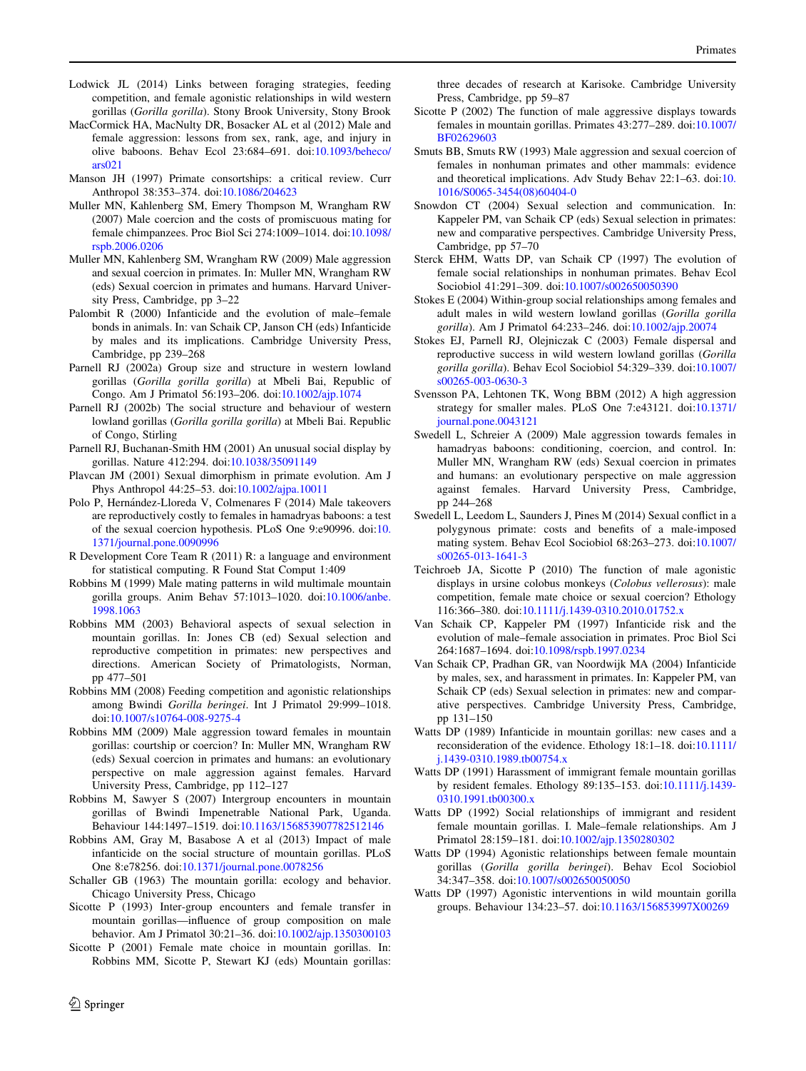Lodwick JL (2014) Links between foraging strategies, feeding competition, and female agonistic relationships in wild western gorillas (*Gorilla gorilla*). Stony Brook University, Stony Brook

MacCormick HA, MacNulty DR, Bosacker AL et al (2012) Male and female aggression: lessons from sex, rank, age, and injury in olive baboons. Behav Ecol 23:684–691. doi:10.1093/beheco/ars021

Manson JH (1997) Primate consortships: a critical review. Curr Anthropol 38:353–374. doi:10.1086/204623

Muller MN, Kahlenberg SM, Emery Thompson M, Wrangham RW (2007) Male coercion and the costs of promiscuous mating for female chimpanzees. Proc Biol Sci 274:1009–1014. doi:10.1098/rspb.2006.0206

Muller MN, Kahlenberg SM, Wrangham RW (2009) Male aggression and sexual coercion in primates. In: Muller MN, Wrangham RW (eds) Sexual coercion in primates and humans. Harvard University Press, Cambridge, pp 3–22

Palombit R (2000) Infanticide and the evolution of male–female bonds in animals. In: van Schaik CP, Janson CH (eds) Infanticide by males and its implications. Cambridge University Press, Cambridge, pp 239–268

Parnell RJ (2002a) Group size and structure in western lowland gorillas (*Gorilla gorilla gorilla*) at Mbeli Bai, Republic of Congo. Am J Primatol 56:193–206. doi:10.1002/ajp.1074

Parnell RJ (2002b) The social structure and behaviour of western lowland gorillas (*Gorilla gorilla gorilla*) at Mbeli Bai. Republic of Congo, Stirling

Parnell RJ, Buchanan-Smith HM (2001) An unusual social display by gorillas. Nature 412:294. doi:10.1038/35091149

Plavcan JM (2001) Sexual dimorphism in primate evolution. Am J Phys Anthropol 44:25–53. doi:10.1002/ajpa.10011

Polo P, Hernández-Lloreda V, Colmenares F (2014) Male takeovers are reproductively costly to females in hamadryas baboons: a test of the sexual coercion hypothesis. PLoS One 9:e90996. doi:10.1371/journal.pone.0090996

R Development Core Team R (2011) R: a language and environment for statistical computing. R Found Stat Comput 1:409

Robbins M (1999) Male mating patterns in wild multimale mountain gorilla groups. Anim Behav 57:1013–1020. doi:10.1006/anbe.1998.1063

Robbins MM (2003) Behavioral aspects of sexual selection in mountain gorillas. In: Jones CB (ed) Sexual selection and reproductive competition in primates: new perspectives and directions. American Society of Primatologists, Norman, pp 477–501

Robbins MM (2008) Feeding competition and agonistic relationships among Bwindi *Gorilla beringei*. Int J Primatol 29:999–1018. doi:10.1007/s10764-008-9275-4

Robbins MM (2009) Male aggression toward females in mountain gorillas: courtship or coercion? In: Muller MN, Wrangham RW (eds) Sexual coercion in primates and humans: an evolutionary perspective on male aggression against females. Harvard University Press, Cambridge, pp 112–127

Robbins M, Sawyer S (2007) Intergroup encounters in mountain gorillas of Bwindi Impenetrable National Park, Uganda. Behaviour 144:1497–1519. doi:10.1163/156853907782512146

Robbins AM, Gray M, Basabose A et al (2013) Impact of male infanticide on the social structure of mountain gorillas. PLoS One 8:e78256. doi:10.1371/journal.pone.0078256

Schaller GB (1963) The mountain gorilla: ecology and behavior. Chicago University Press, Chicago

Sicotte P (1993) Inter-group encounters and female transfer in mountain gorillas—influence of group composition on male behavior. Am J Primatol 30:21–36. doi:10.1002/ajp.1350300103

Sicotte P (2001) Female mate choice in mountain gorillas. In: Robbins MM, Sicotte P, Stewart KJ (eds) Mountain gorillas: three decades of research at Karisoke. Cambridge University Press, Cambridge, pp 59–87

Sicotte P (2002) The function of male aggressive displays towards females in mountain gorillas. Primates 43:277–289. doi:10.1007/BF02629603

Smuts BB, Smuts RW (1993) Male aggression and sexual coercion of females in nonhuman primates and other mammals: evidence and theoretical implications. Adv Study Behav 22:1–63. doi:10.1016/S0065-3454(08)60404-0

Snowdon CT (2004) Sexual selection and communication. In: Kappeler PM, van Schaik CP (eds) Sexual selection in primates: new and comparative perspectives. Cambridge University Press, Cambridge, pp 57–70

Sterck EHM, Watts DP, van Schaik CP (1997) The evolution of female social relationships in nonhuman primates. Behav Ecol Sociobiol 41:291–309. doi:10.1007/s002650050390

Stokes E (2004) Within-group social relationships among females and adult males in wild western lowland gorillas (*Gorilla gorilla gorilla*). Am J Primatol 64:233–246. doi:10.1002/ajp.20074

Stokes EJ, Parnell RJ, Olejniczak C (2003) Female dispersal and reproductive success in wild western lowland gorillas (*Gorilla gorilla gorilla*). Behav Ecol Sociobiol 54:329–339. doi:10.1007/s00265-003-0630-3

Svensson PA, Lehtonen TK, Wong BBM (2012) A high aggression strategy for smaller males. PLoS One 7:e43121. doi:10.1371/journal.pone.0043121

Swedell L, Schreier A (2009) Male aggression towards females in hamadryas baboons: conditioning, coercion, and control. In: Muller MN, Wrangham RW (eds) Sexual coercion in primates and humans: an evolutionary perspective on male aggression against females. Harvard University Press, Cambridge, pp 244–268

Swedell L, Leedom L, Saunders J, Pines M (2014) Sexual conflict in a polygynous primate: costs and benefits of a male-imposed mating system. Behav Ecol Sociobiol 68:263–273. doi:10.1007/s00265-013-1641-3

Teichroeb JA, Sicotte P (2010) The function of male agonistic displays in ursine colobus monkeys (*Colobus vellerosus*): male competition, female mate choice or sexual coercion? Ethology 116:366–380. doi:10.1111/j.1439-0310.2010.01752.x

Van Schaik CP, Kappeler PM (1997) Infanticide risk and the evolution of male–female association in primates. Proc Biol Sci 264:1687–1694. doi:10.1098/rspb.1997.0234

Van Schaik CP, Pradhan GR, van Noordwijk MA (2004) Infanticide by males, sex, and harassment in primates. In: Kappeler PM, van Schaik CP (eds) Sexual selection in primates: new and comparative perspectives. Cambridge University Press, Cambridge, pp 131–150

Watts DP (1989) Infanticide in mountain gorillas: new cases and a reconsideration of the evidence. Ethology 18:1–18. doi:10.1111/j.1439-0310.1989.tb00754.x

Watts DP (1991) Harassment of immigrant female mountain gorillas by resident females. Ethology 89:135–153. doi:10.1111/j.1439-0310.1991.tb00300.x

Watts DP (1992) Social relationships of immigrant and resident female mountain gorillas. I. Male–female relationships. Am J Primatol 28:159–181. doi:10.1002/ajp.1350280302

Watts DP (1994) Agonistic relationships between female mountain gorillas (*Gorilla gorilla beringei*). Behav Ecol Sociobiol 34:347–358. doi:10.1007/s002650050050

Watts DP (1997) Agonistic interventions in wild mountain gorilla groups. Behaviour 134:23–57. doi:10.1163/156853997X00269